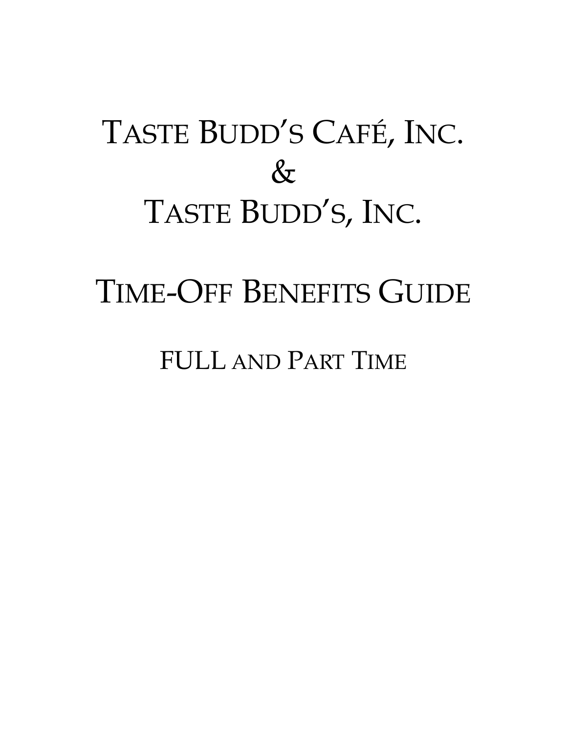# TASTE BUDD'S CAFÉ, INC.
# &
# TASTE BUDD'S, INC.

# TIME-OFF BENEFITS GUIDE

## FULL AND PART TIME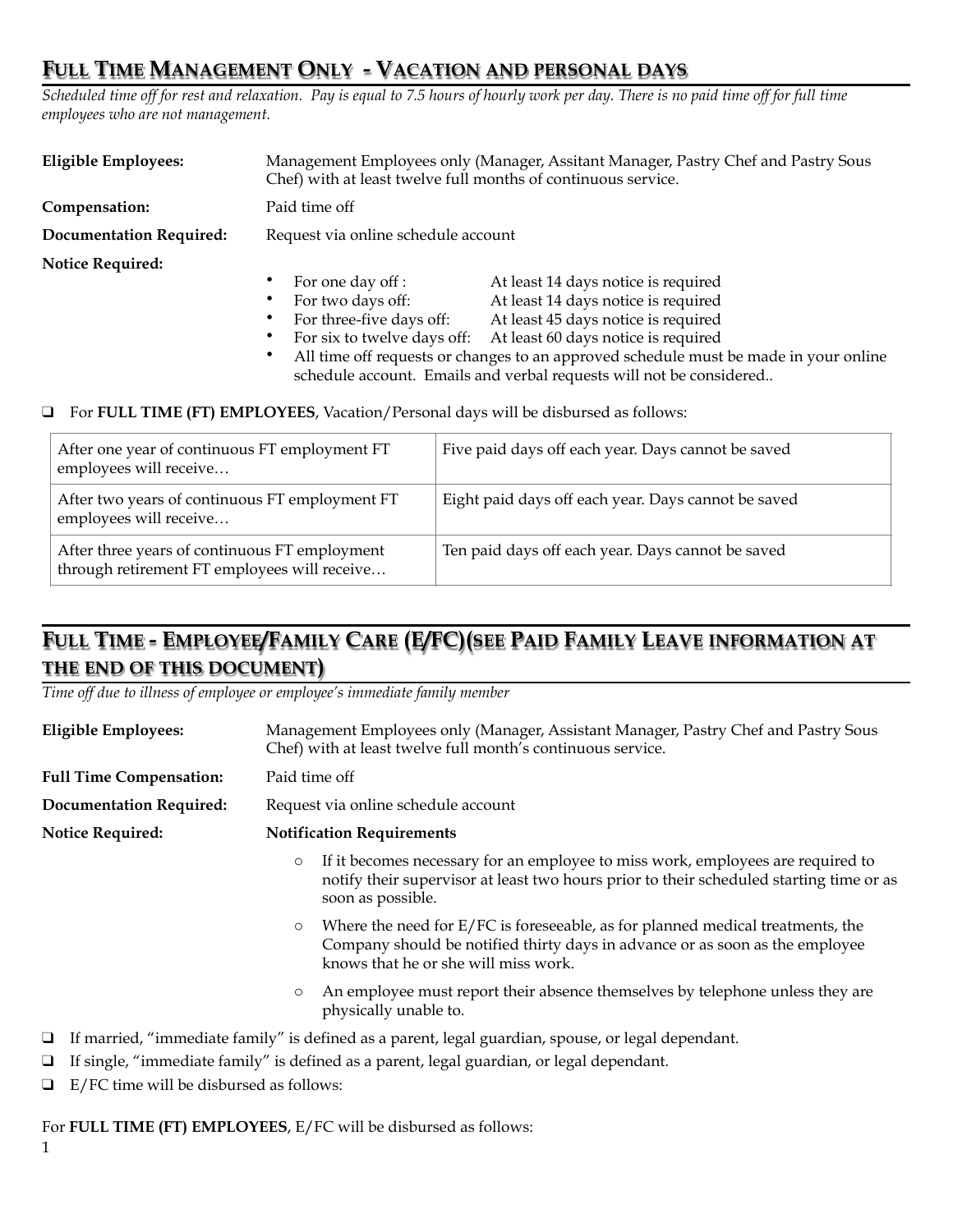## Full Time Management Only - Vacation and personal days

*Scheduled time off for rest and relaxation. Pay is equal to 7.5 hours of hourly work per day. There is no paid time off for full time employees who are not management.*

**Eligible Employees:** Management Employees only (Manager, Assitant Manager, Pastry Chef and Pastry Sous Chef) with at least twelve full months of continuous service.

**Compensation:** Paid time off

**Documentation Required:** Request via online schedule account

**Notice Required:**

- For one day off : At least 14 days notice is required
- For two days off: At least 14 days notice is required
- For three-five days off: At least 45 days notice is required
- For six to twelve days off: At least 60 days notice is required
- All time off requests or changes to an approved schedule must be made in your online schedule account. Emails and verbal requests will not be considered..

- For **FULL TIME (FT) EMPLOYEES**, Vacation/Personal days will be disbursed as follows:

| | |
|---|---|
| After one year of continuous FT employment FT employees will receive… | Five paid days off each year. Days cannot be saved |
| After two years of continuous FT employment FT employees will receive… | Eight paid days off each year. Days cannot be saved |
| After three years of continuous FT employment through retirement FT employees will receive… | Ten paid days off each year. Days cannot be saved |

## Full Time - Employee/Family Care (E/FC)(see Paid Family Leave information at the end of this document)

*Time off due to illness of employee or employee's immediate family member*

**Eligible Employees:** Management Employees only (Manager, Assistant Manager, Pastry Chef and Pastry Sous Chef) with at least twelve full month's continuous service.

**Full Time Compensation:** Paid time off

**Documentation Required:** Request via online schedule account

**Notice Required:** **Notification Requirements**

- If it becomes necessary for an employee to miss work, employees are required to notify their supervisor at least two hours prior to their scheduled starting time or as soon as possible.
- Where the need for E/FC is foreseeable, as for planned medical treatments, the Company should be notified thirty days in advance or as soon as the employee knows that he or she will miss work.
- An employee must report their absence themselves by telephone unless they are physically unable to.

- If married, "immediate family" is defined as a parent, legal guardian, spouse, or legal dependant.
- If single, "immediate family" is defined as a parent, legal guardian, or legal dependant.
- E/FC time will be disbursed as follows:

For **FULL TIME (FT) EMPLOYEES**, E/FC will be disbursed as follows: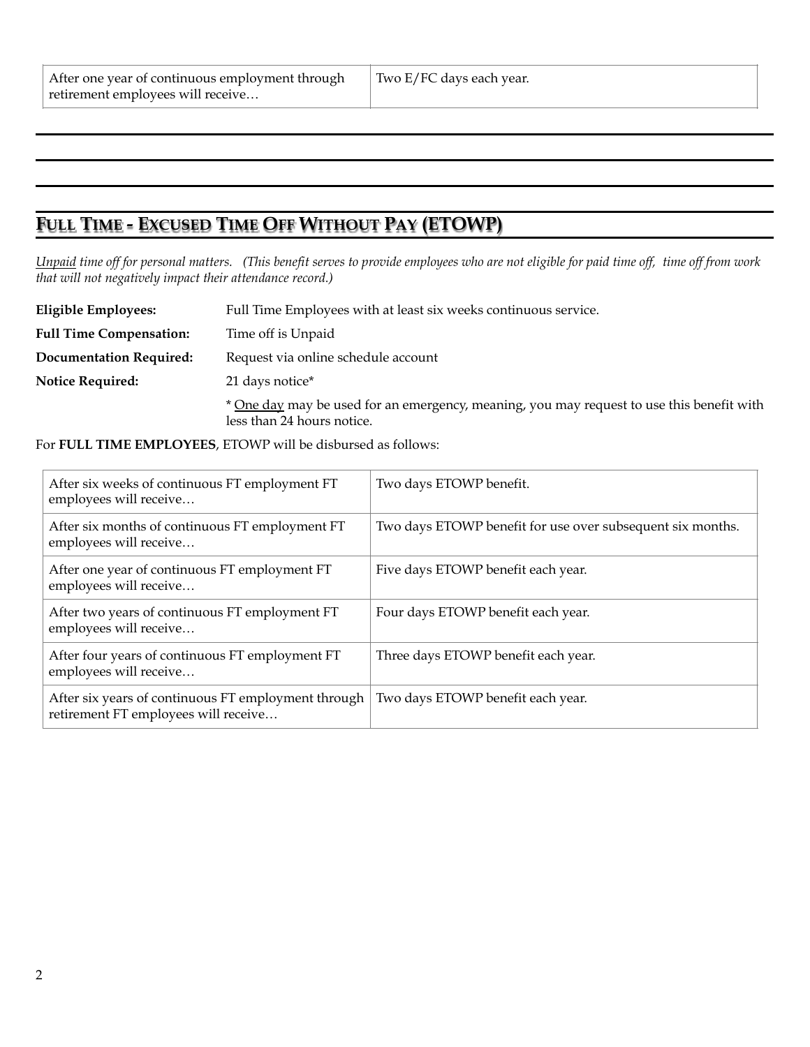| After one year of continuous employment through retirement employees will receive… | Two E/FC days each year. |
|---|---|

## Full Time - Excused Time Off Without Pay (ETOWP)

*Unpaid time off for personal matters. (This benefit serves to provide employees who are not eligible for paid time off, time off from work that will not negatively impact their attendance record.)*

**Eligible Employees:** Full Time Employees with at least six weeks continuous service.

**Full Time Compensation:** Time off is Unpaid

**Documentation Required:** Request via online schedule account

**Notice Required:** 21 days notice*

* One day may be used for an emergency, meaning, you may request to use this benefit with less than 24 hours notice.

For **FULL TIME EMPLOYEES**, ETOWP will be disbursed as follows:

| After six weeks of continuous FT employment FT employees will receive… | Two days ETOWP benefit. |
|---|---|
| After six months of continuous FT employment FT employees will receive… | Two days ETOWP benefit for use over subsequent six months. |
| After one year of continuous FT employment FT employees will receive… | Five days ETOWP benefit each year. |
| After two years of continuous FT employment FT employees will receive… | Four days ETOWP benefit each year. |
| After four years of continuous FT employment FT employees will receive… | Three days ETOWP benefit each year. |
| After six years of continuous FT employment through retirement FT employees will receive… | Two days ETOWP benefit each year. |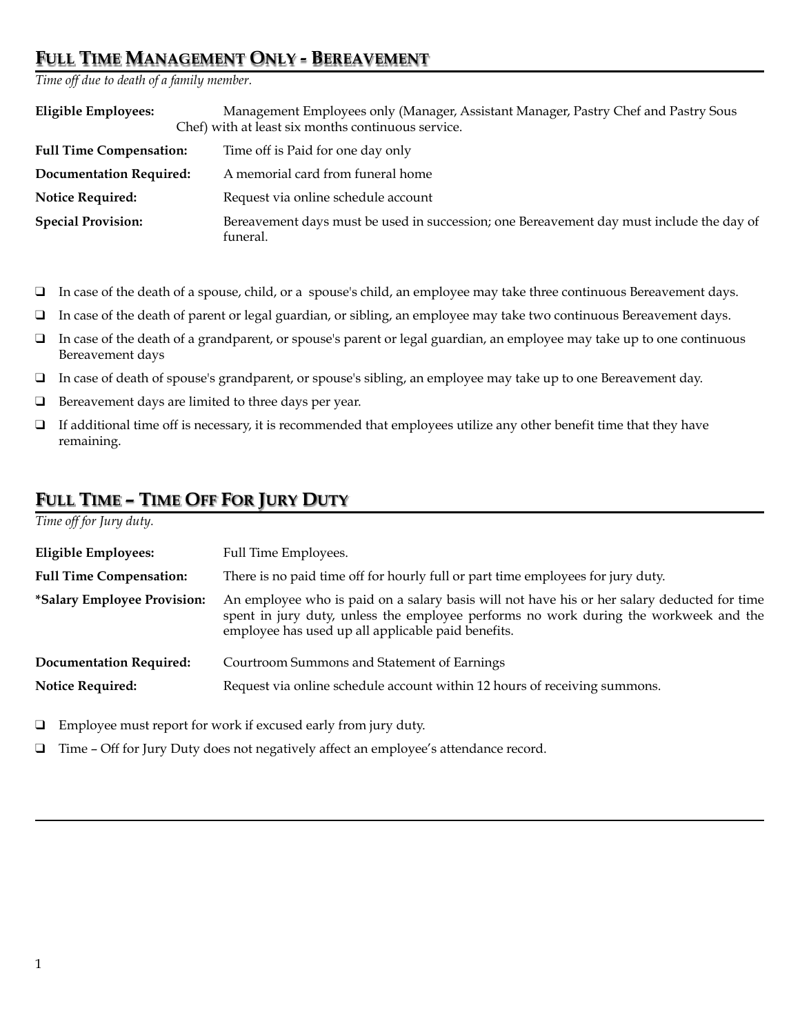## FULL TIME MANAGEMENT ONLY - BEREAVEMENT

*Time off due to death of a family member.*

| | |
|---|---|
| **Eligible Employees:** | Management Employees only (Manager, Assistant Manager, Pastry Chef and Pastry Sous Chef) with at least six months continuous service. |
| **Full Time Compensation:** | Time off is Paid for one day only |
| **Documentation Required:** | A memorial card from funeral home |
| **Notice Required:** | Request via online schedule account |
| **Special Provision:** | Bereavement days must be used in succession; one Bereavement day must include the day of funeral. |

- In case of the death of a spouse, child, or a spouse's child, an employee may take three continuous Bereavement days.
- In case of the death of parent or legal guardian, or sibling, an employee may take two continuous Bereavement days.
- In case of the death of a grandparent, or spouse's parent or legal guardian, an employee may take up to one continuous Bereavement days
- In case of death of spouse's grandparent, or spouse's sibling, an employee may take up to one Bereavement day.
- Bereavement days are limited to three days per year.
- If additional time off is necessary, it is recommended that employees utilize any other benefit time that they have remaining.

## FULL TIME – TIME OFF FOR JURY DUTY

*Time off for Jury duty.*

| | |
|---|---|
| **Eligible Employees:** | Full Time Employees. |
| **Full Time Compensation:** | There is no paid time off for hourly full or part time employees for jury duty. |
| ***Salary Employee Provision:** | An employee who is paid on a salary basis will not have his or her salary deducted for time spent in jury duty, unless the employee performs no work during the workweek and the employee has used up all applicable paid benefits. |
| **Documentation Required:** | Courtroom Summons and Statement of Earnings |
| **Notice Required:** | Request via online schedule account within 12 hours of receiving summons. |

- Employee must report for work if excused early from jury duty.
- Time – Off for Jury Duty does not negatively affect an employee's attendance record.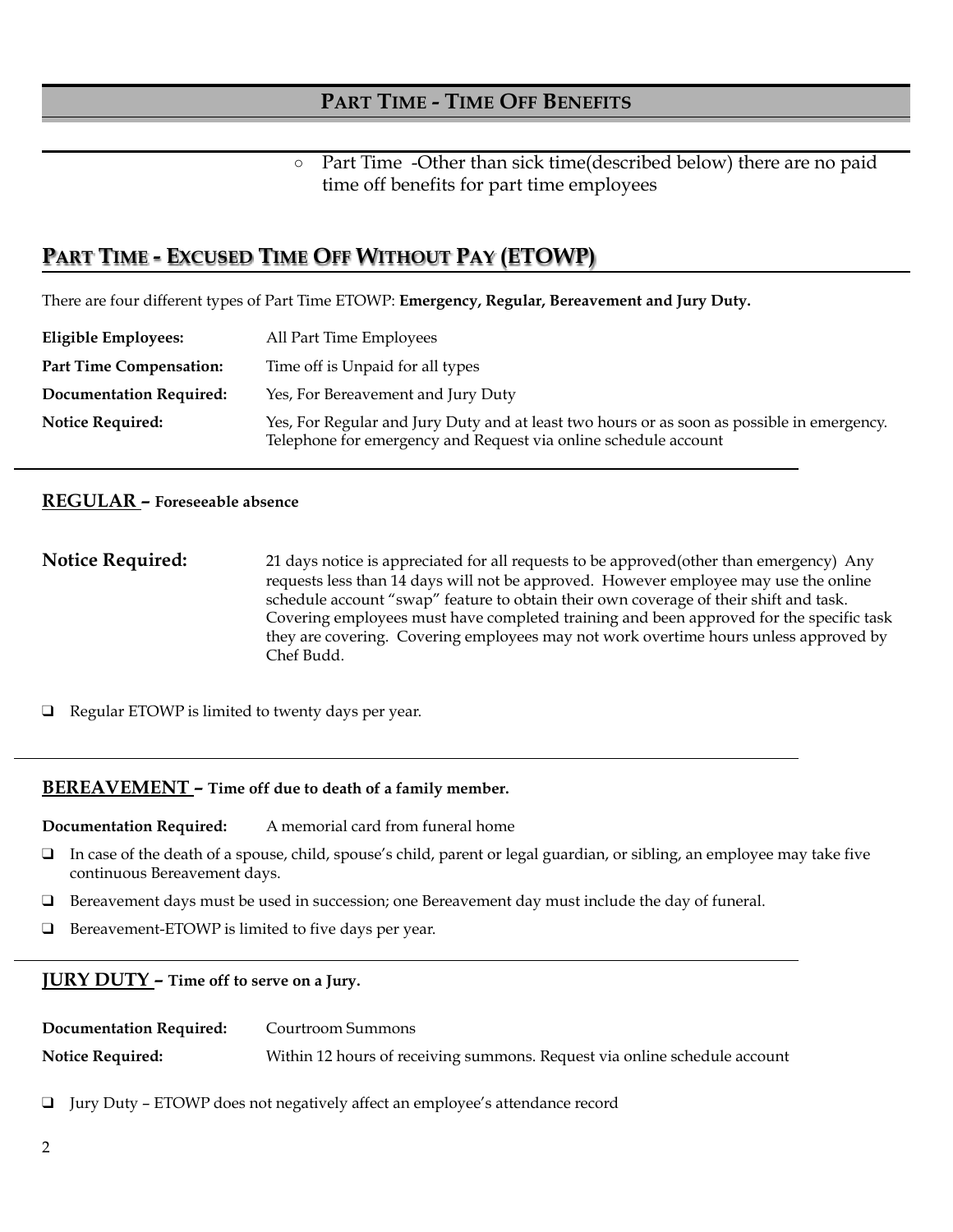## PART TIME - TIME OFF BENEFITS

- Part Time -Other than sick time(described below) there are no paid time off benefits for part time employees

## PART TIME - EXCUSED TIME OFF WITHOUT PAY (ETOWP)

There are four different types of Part Time ETOWP: **Emergency, Regular, Bereavement and Jury Duty.**

| | |
|---|---|
| **Eligible Employees:** | All Part Time Employees |
| **Part Time Compensation:** | Time off is Unpaid for all types |
| **Documentation Required:** | Yes, For Bereavement and Jury Duty |
| **Notice Required:** | Yes, For Regular and Jury Duty and at least two hours or as soon as possible in emergency. Telephone for emergency and Request via online schedule account |

### REGULAR – Foreseeable absence

**Notice Required:** 21 days notice is appreciated for all requests to be approved(other than emergency) Any requests less than 14 days will not be approved. However employee may use the online schedule account "swap" feature to obtain their own coverage of their shift and task. Covering employees must have completed training and been approved for the specific task they are covering. Covering employees may not work overtime hours unless approved by Chef Budd.

- Regular ETOWP is limited to twenty days per year.

### BEREAVEMENT – Time off due to death of a family member.

**Documentation Required:** A memorial card from funeral home

- In case of the death of a spouse, child, spouse's child, parent or legal guardian, or sibling, an employee may take five continuous Bereavement days.
- Bereavement days must be used in succession; one Bereavement day must include the day of funeral.
- Bereavement-ETOWP is limited to five days per year.

### JURY DUTY – Time off to serve on a Jury.

| | |
|---|---|
| **Documentation Required:** | Courtroom Summons |
| **Notice Required:** | Within 12 hours of receiving summons. Request via online schedule account |

- Jury Duty – ETOWP does not negatively affect an employee's attendance record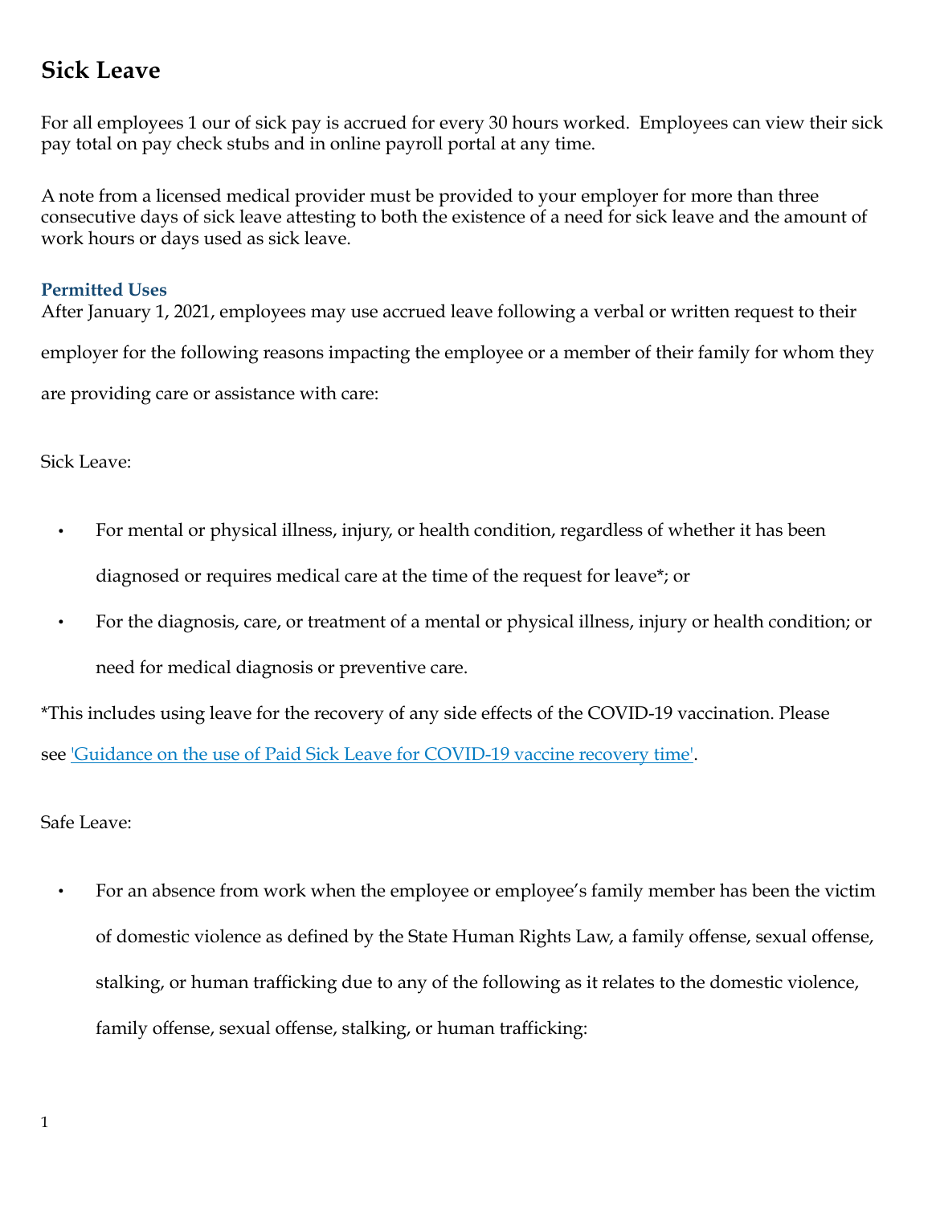## Sick Leave

For all employees 1 our of sick pay is accrued for every 30 hours worked. Employees can view their sick pay total on pay check stubs and in online payroll portal at any time.

A note from a licensed medical provider must be provided to your employer for more than three consecutive days of sick leave attesting to both the existence of a need for sick leave and the amount of work hours or days used as sick leave.

### Permitted Uses

After January 1, 2021, employees may use accrued leave following a verbal or written request to their employer for the following reasons impacting the employee or a member of their family for whom they are providing care or assistance with care:

Sick Leave:

- For mental or physical illness, injury, or health condition, regardless of whether it has been diagnosed or requires medical care at the time of the request for leave*; or
- For the diagnosis, care, or treatment of a mental or physical illness, injury or health condition; or need for medical diagnosis or preventive care.

*This includes using leave for the recovery of any side effects of the COVID-19 vaccination. Please see 'Guidance on the use of Paid Sick Leave for COVID-19 vaccine recovery time'.

Safe Leave:

- For an absence from work when the employee or employee's family member has been the victim of domestic violence as defined by the State Human Rights Law, a family offense, sexual offense, stalking, or human trafficking due to any of the following as it relates to the domestic violence, family offense, sexual offense, stalking, or human trafficking: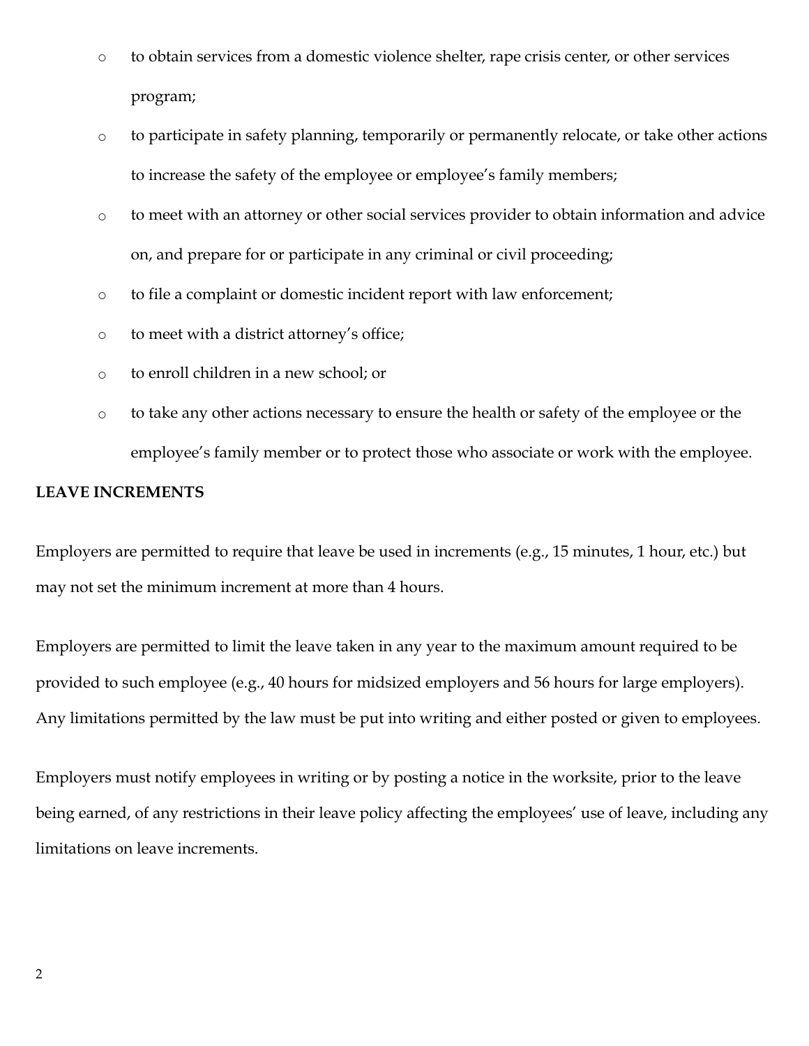- to obtain services from a domestic violence shelter, rape crisis center, or other services program;
- to participate in safety planning, temporarily or permanently relocate, or take other actions to increase the safety of the employee or employee's family members;
- to meet with an attorney or other social services provider to obtain information and advice on, and prepare for or participate in any criminal or civil proceeding;
- to file a complaint or domestic incident report with law enforcement;
- to meet with a district attorney's office;
- to enroll children in a new school; or
- to take any other actions necessary to ensure the health or safety of the employee or the employee's family member or to protect those who associate or work with the employee.

**LEAVE INCREMENTS**

Employers are permitted to require that leave be used in increments (e.g., 15 minutes, 1 hour, etc.) but may not set the minimum increment at more than 4 hours.

Employers are permitted to limit the leave taken in any year to the maximum amount required to be provided to such employee (e.g., 40 hours for midsized employers and 56 hours for large employers). Any limitations permitted by the law must be put into writing and either posted or given to employees.

Employers must notify employees in writing or by posting a notice in the worksite, prior to the leave being earned, of any restrictions in their leave policy affecting the employees' use of leave, including any limitations on leave increments.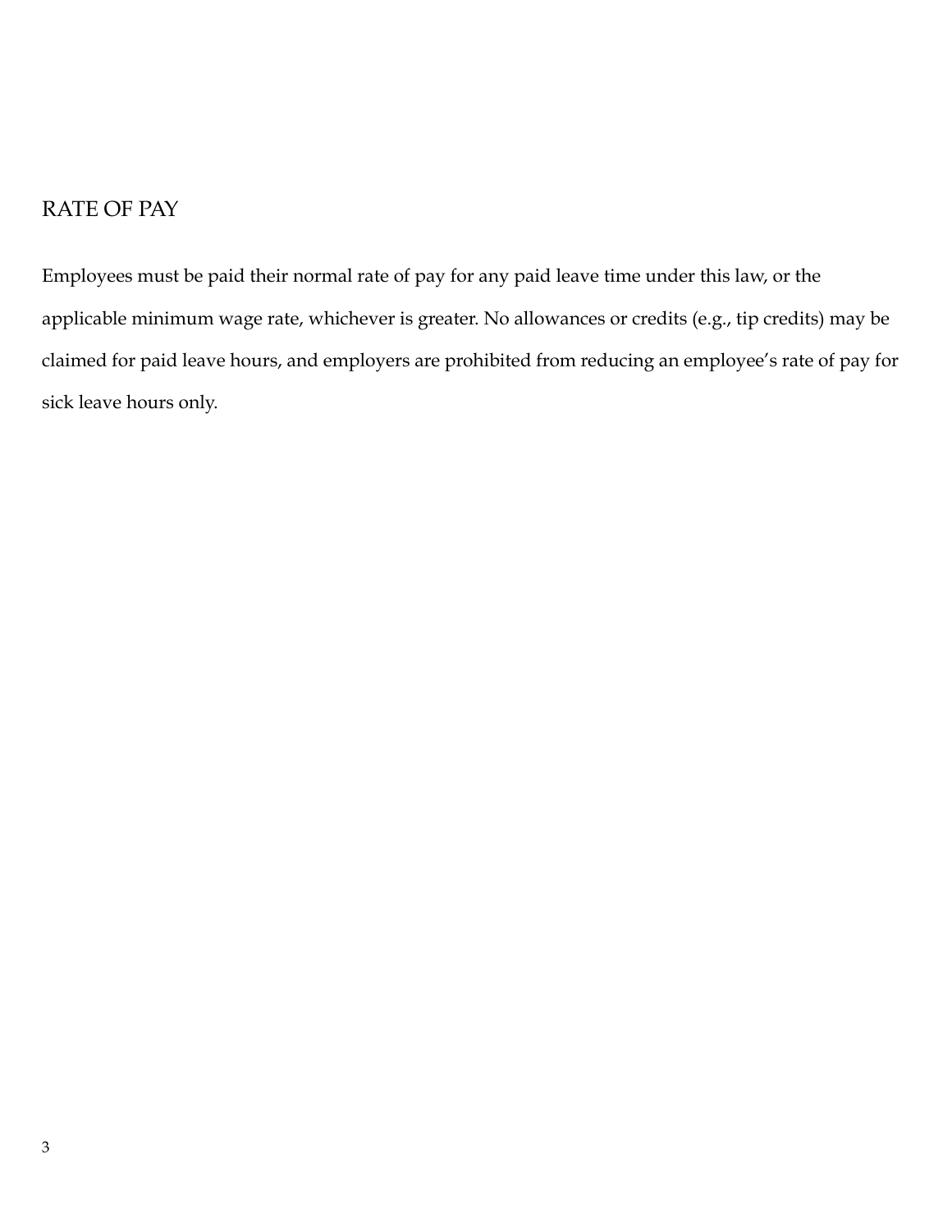## RATE OF PAY

Employees must be paid their normal rate of pay for any paid leave time under this law, or the applicable minimum wage rate, whichever is greater. No allowances or credits (e.g., tip credits) may be claimed for paid leave hours, and employers are prohibited from reducing an employee's rate of pay for sick leave hours only.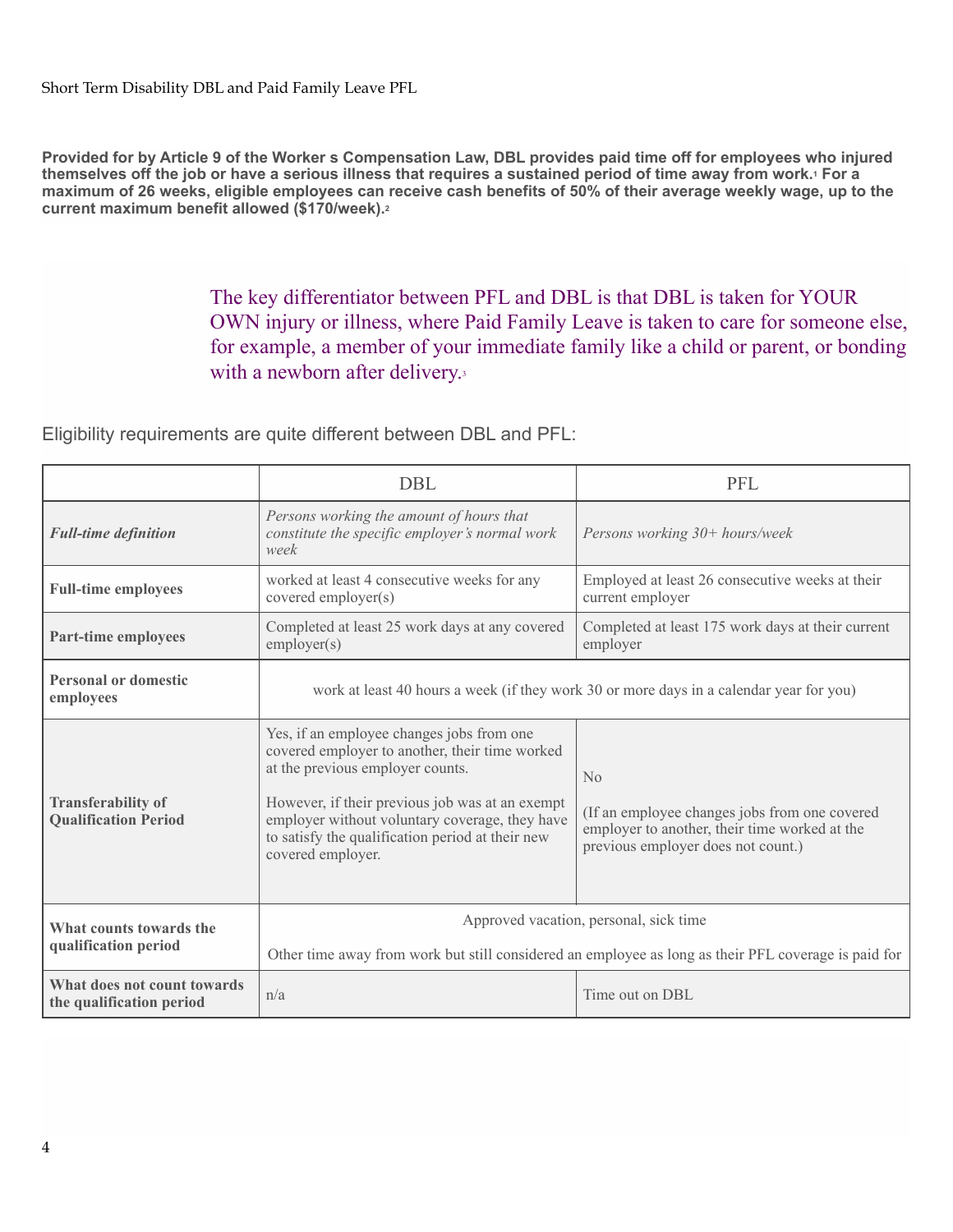Short Term Disability DBL and Paid Family Leave PFL

**Provided for by Article 9 of the Worker s Compensation Law, DBL provides paid time off for employees who injured themselves off the job or have a serious illness that requires a sustained period of time away from work.[1] For a maximum of 26 weeks, eligible employees can receive cash benefits of 50% of their average weekly wage, up to the current maximum benefit allowed ($170/week).[2]**

The key differentiator between PFL and DBL is that DBL is taken for YOUR OWN injury or illness, where Paid Family Leave is taken to care for someone else, for example, a member of your immediate family like a child or parent, or bonding with a newborn after delivery.[3]

Eligibility requirements are quite different between DBL and PFL:

| | DBL | PFL |
|---|---|---|
| ***Full-time definition*** | *Persons working the amount of hours that constitute the specific employer's normal work week* | *Persons working 30+ hours/week* |
| **Full-time employees** | worked at least 4 consecutive weeks for any covered employer(s) | Employed at least 26 consecutive weeks at their current employer |
| **Part-time employees** | Completed at least 25 work days at any covered employer(s) | Completed at least 175 work days at their current employer |
| **Personal or domestic employees** | work at least 40 hours a week (if they work 30 or more days in a calendar year for you) | |
| **Transferability of Qualification Period** | Yes, if an employee changes jobs from one covered employer to another, their time worked at the previous employer counts. However, if their previous job was at an exempt employer without voluntary coverage, they have to satisfy the qualification period at their new covered employer. | No (If an employee changes jobs from one covered employer to another, their time worked at the previous employer does not count.) |
| **What counts towards the qualification period** | Approved vacation, personal, sick time. Other time away from work but still considered an employee as long as their PFL coverage is paid for | |
| **What does not count towards the qualification period** | n/a | Time out on DBL |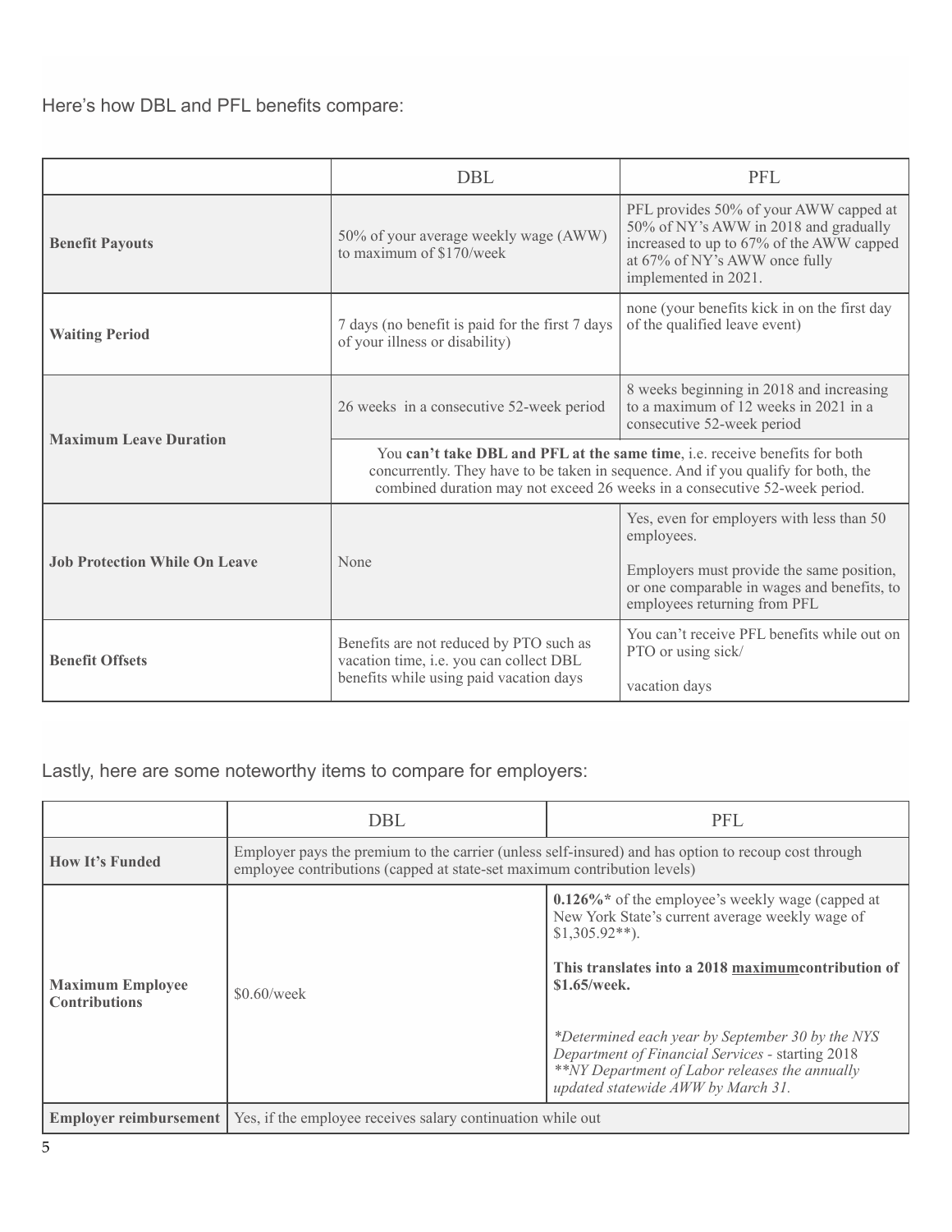Here's how DBL and PFL benefits compare:

| | DBL | PFL |
|---|---|---|
| **Benefit Payouts** | 50% of your average weekly wage (AWW) to maximum of $170/week | PFL provides 50% of your AWW capped at 50% of NY's AWW in 2018 and gradually increased to up to 67% of the AWW capped at 67% of NY's AWW once fully implemented in 2021. |
| **Waiting Period** | 7 days (no benefit is paid for the first 7 days of your illness or disability) | none (your benefits kick in on the first day of the qualified leave event) |
| **Maximum Leave Duration** | 26 weeks in a consecutive 52-week period | 8 weeks beginning in 2018 and increasing to a maximum of 12 weeks in 2021 in a consecutive 52-week period |
| | You **can't take DBL and PFL at the same time**, i.e. receive benefits for both concurrently. They have to be taken in sequence. And if you qualify for both, the combined duration may not exceed 26 weeks in a consecutive 52-week period. | |
| **Job Protection While On Leave** | None | Yes, even for employers with less than 50 employees.<br><br>Employers must provide the same position, or one comparable in wages and benefits, to employees returning from PFL |
| **Benefit Offsets** | Benefits are not reduced by PTO such as vacation time, i.e. you can collect DBL benefits while using paid vacation days | You can't receive PFL benefits while out on PTO or using sick/<br><br>vacation days |

Lastly, here are some noteworthy items to compare for employers:

| | DBL | PFL |
|---|---|---|
| **How It's Funded** | Employer pays the premium to the carrier (unless self-insured) and has option to recoup cost through employee contributions (capped at state-set maximum contribution levels) | |
| **Maximum Employee Contributions** | $0.60/week | **0.126%*** of the employee's weekly wage (capped at New York State's current average weekly wage of $1,305.92**).<br><br>**This translates into a 2018 <u>maximum</u>contribution of $1.65/week.**<br><br>*\*Determined each year by September 30 by the NYS Department of Financial Services - starting 2018*<br>*\*\*NY Department of Labor releases the annually updated statewide AWW by March 31.* |
| **Employer reimbursement** | Yes, if the employee receives salary continuation while out | |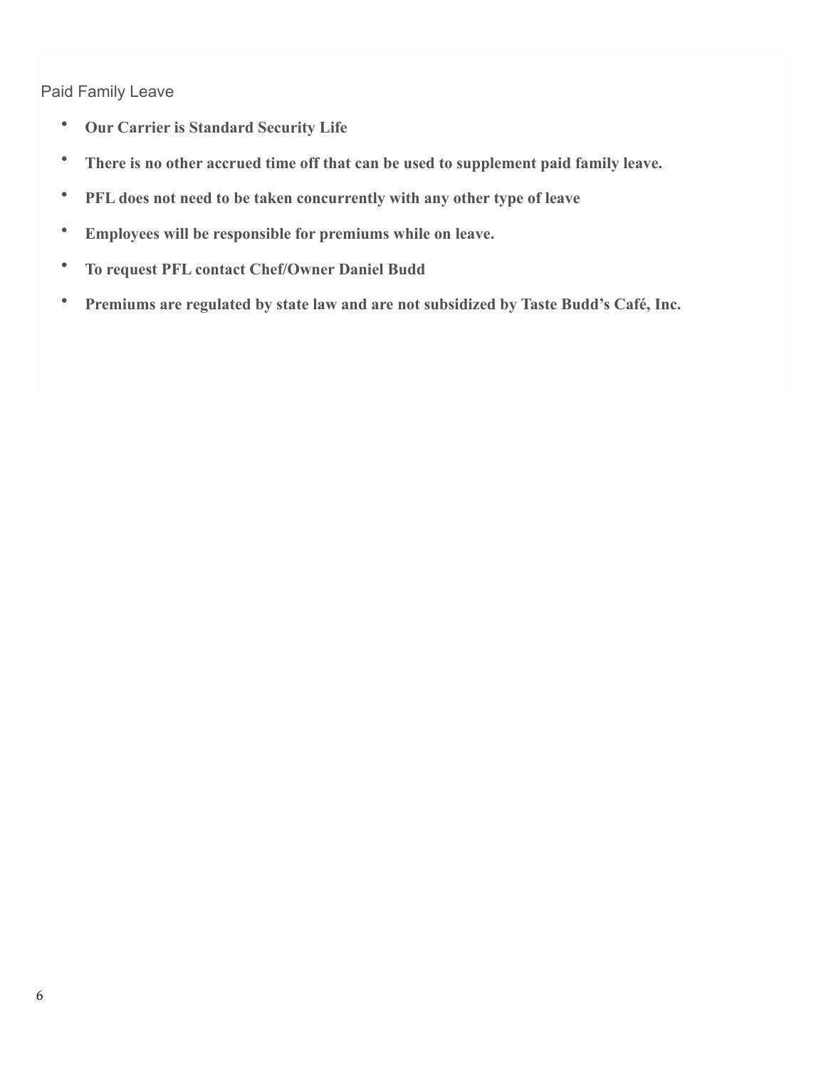## Paid Family Leave

- **Our Carrier is Standard Security Life**
- **There is no other accrued time off that can be used to supplement paid family leave.**
- **PFL does not need to be taken concurrently with any other type of leave**
- **Employees will be responsible for premiums while on leave.**
- **To request PFL contact Chef/Owner Daniel Budd**
- **Premiums are regulated by state law and are not subsidized by Taste Budd's Café, Inc.**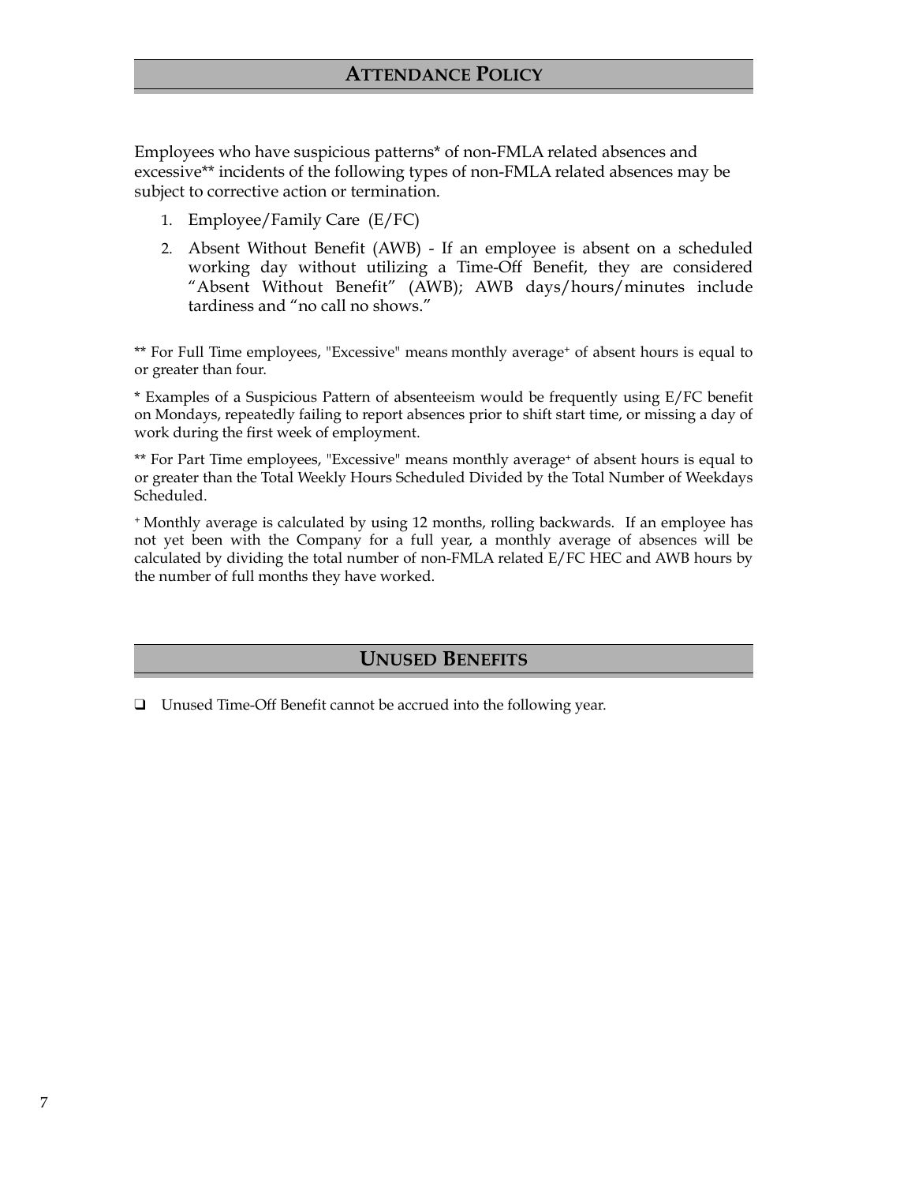## ATTENDANCE POLICY

Employees who have suspicious patterns* of non-FMLA related absences and excessive** incidents of the following types of non-FMLA related absences may be subject to corrective action or termination.

1. Employee/Family Care (E/FC)
2. Absent Without Benefit (AWB) - If an employee is absent on a scheduled working day without utilizing a Time-Off Benefit, they are considered "Absent Without Benefit" (AWB); AWB days/hours/minutes include tardiness and "no call no shows."

** For Full Time employees, "Excessive" means monthly average+ of absent hours is equal to or greater than four.

* Examples of a Suspicious Pattern of absenteeism would be frequently using E/FC benefit on Mondays, repeatedly failing to report absences prior to shift start time, or missing a day of work during the first week of employment.

** For Part Time employees, "Excessive" means monthly average+ of absent hours is equal to or greater than the Total Weekly Hours Scheduled Divided by the Total Number of Weekdays Scheduled.

+ Monthly average is calculated by using 12 months, rolling backwards. If an employee has not yet been with the Company for a full year, a monthly average of absences will be calculated by dividing the total number of non-FMLA related E/FC HEC and AWB hours by the number of full months they have worked.

## UNUSED BENEFITS

- Unused Time-Off Benefit cannot be accrued into the following year.